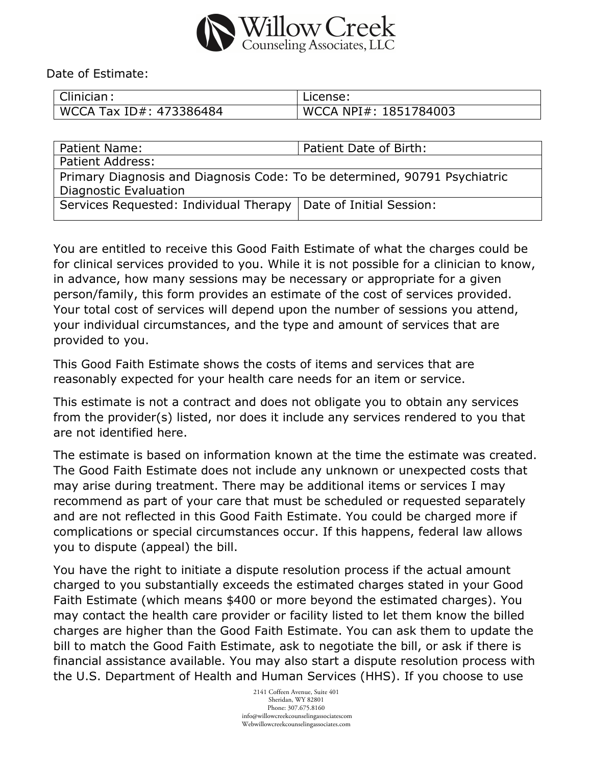# Willow Creek Counseling Associates, LLC

Date of Estimate:

| Clinician: | License: |
| --- | --- |
| WCCA Tax ID#: 473386484 | WCCA NPI#: 1851784003 |

| Patient Name: | Patient Date of Birth: |
| --- | --- |
| Patient Address: | |
| Primary Diagnosis and Diagnosis Code: To be determined, 90791 Psychiatric Diagnostic Evaluation | |
| Services Requested: Individual Therapy | Date of Initial Session: |

You are entitled to receive this Good Faith Estimate of what the charges could be for clinical services provided to you. While it is not possible for a clinician to know, in advance, how many sessions may be necessary or appropriate for a given person/family, this form provides an estimate of the cost of services provided. Your total cost of services will depend upon the number of sessions you attend, your individual circumstances, and the type and amount of services that are provided to you.

This Good Faith Estimate shows the costs of items and services that are reasonably expected for your health care needs for an item or service.

This estimate is not a contract and does not obligate you to obtain any services from the provider(s) listed, nor does it include any services rendered to you that are not identified here.

The estimate is based on information known at the time the estimate was created. The Good Faith Estimate does not include any unknown or unexpected costs that may arise during treatment. There may be additional items or services I may recommend as part of your care that must be scheduled or requested separately and are not reflected in this Good Faith Estimate. You could be charged more if complications or special circumstances occur. If this happens, federal law allows you to dispute (appeal) the bill.

You have the right to initiate a dispute resolution process if the actual amount charged to you substantially exceeds the estimated charges stated in your Good Faith Estimate (which means $400 or more beyond the estimated charges). You may contact the health care provider or facility listed to let them know the billed charges are higher than the Good Faith Estimate. You can ask them to update the bill to match the Good Faith Estimate, ask to negotiate the bill, or ask if there is financial assistance available. You may also start a dispute resolution process with the U.S. Department of Health and Human Services (HHS). If you choose to use

2141 Coffeen Avenue, Suite 401
Sheridan, WY 82801
Phone: 307.675.8160
info@willowcreekcounselingassociatescom
Webwillowcreekcounselingassociates.com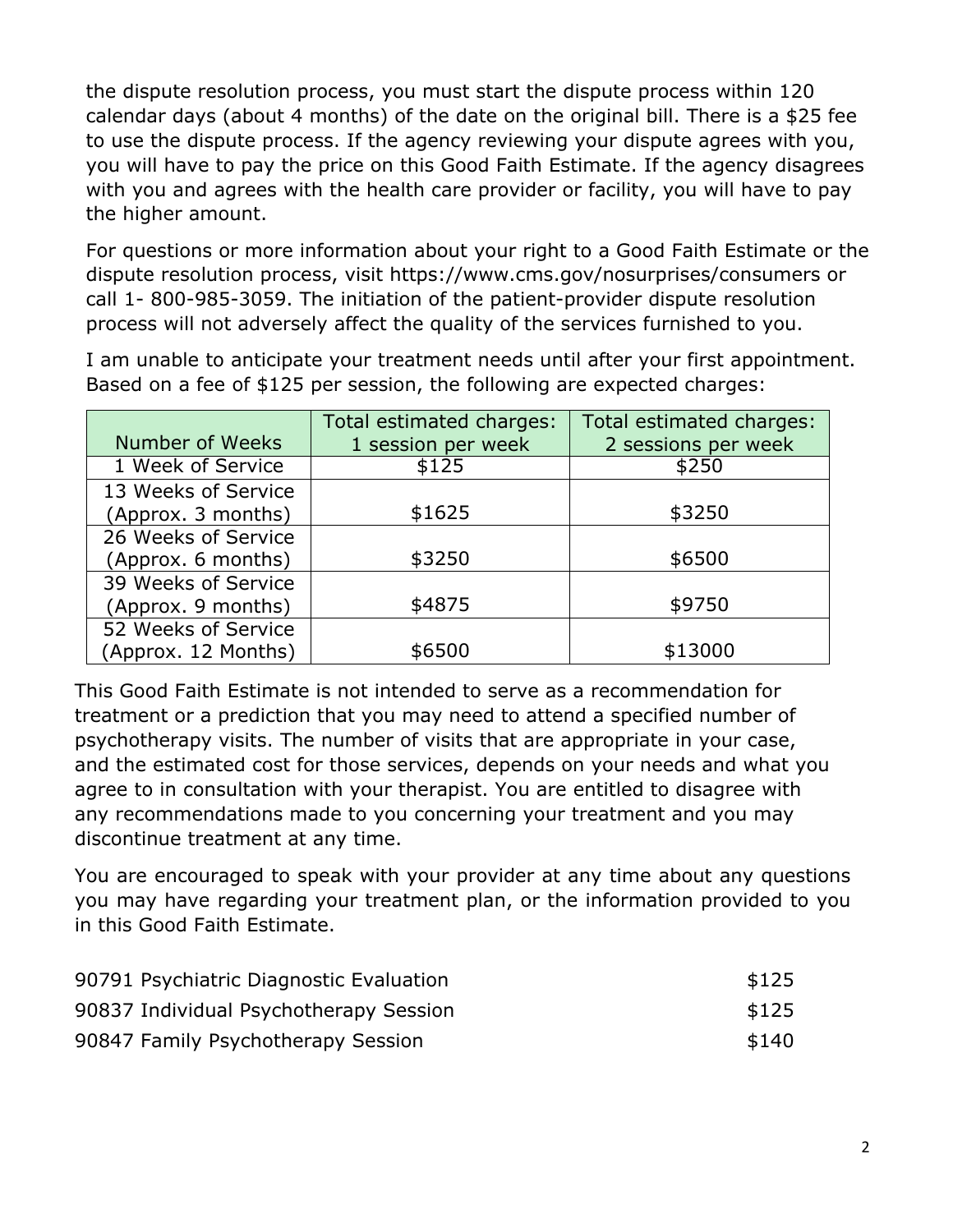the dispute resolution process, you must start the dispute process within 120 calendar days (about 4 months) of the date on the original bill. There is a $25 fee to use the dispute process. If the agency reviewing your dispute agrees with you, you will have to pay the price on this Good Faith Estimate. If the agency disagrees with you and agrees with the health care provider or facility, you will have to pay the higher amount.

For questions or more information about your right to a Good Faith Estimate or the dispute resolution process, visit https://www.cms.gov/nosurprises/consumers or call 1- 800-985-3059. The initiation of the patient-provider dispute resolution process will not adversely affect the quality of the services furnished to you.

I am unable to anticipate your treatment needs until after your first appointment. Based on a fee of $125 per session, the following are expected charges:

| Number of Weeks | Total estimated charges: 1 session per week | Total estimated charges: 2 sessions per week |
|---|---|---|
| 1 Week of Service | $125 | $250 |
| 13 Weeks of Service (Approx. 3 months) | $1625 | $3250 |
| 26 Weeks of Service (Approx. 6 months) | $3250 | $6500 |
| 39 Weeks of Service (Approx. 9 months) | $4875 | $9750 |
| 52 Weeks of Service (Approx. 12 Months) | $6500 | $13000 |

This Good Faith Estimate is not intended to serve as a recommendation for treatment or a prediction that you may need to attend a specified number of psychotherapy visits. The number of visits that are appropriate in your case, and the estimated cost for those services, depends on your needs and what you agree to in consultation with your therapist. You are entitled to disagree with any recommendations made to you concerning your treatment and you may discontinue treatment at any time.

You are encouraged to speak with your provider at any time about any questions you may have regarding your treatment plan, or the information provided to you in this Good Faith Estimate.

| | |
|---|---|
| 90791 Psychiatric Diagnostic Evaluation | $125 |
| 90837 Individual Psychotherapy Session | $125 |
| 90847 Family Psychotherapy Session | $140 |